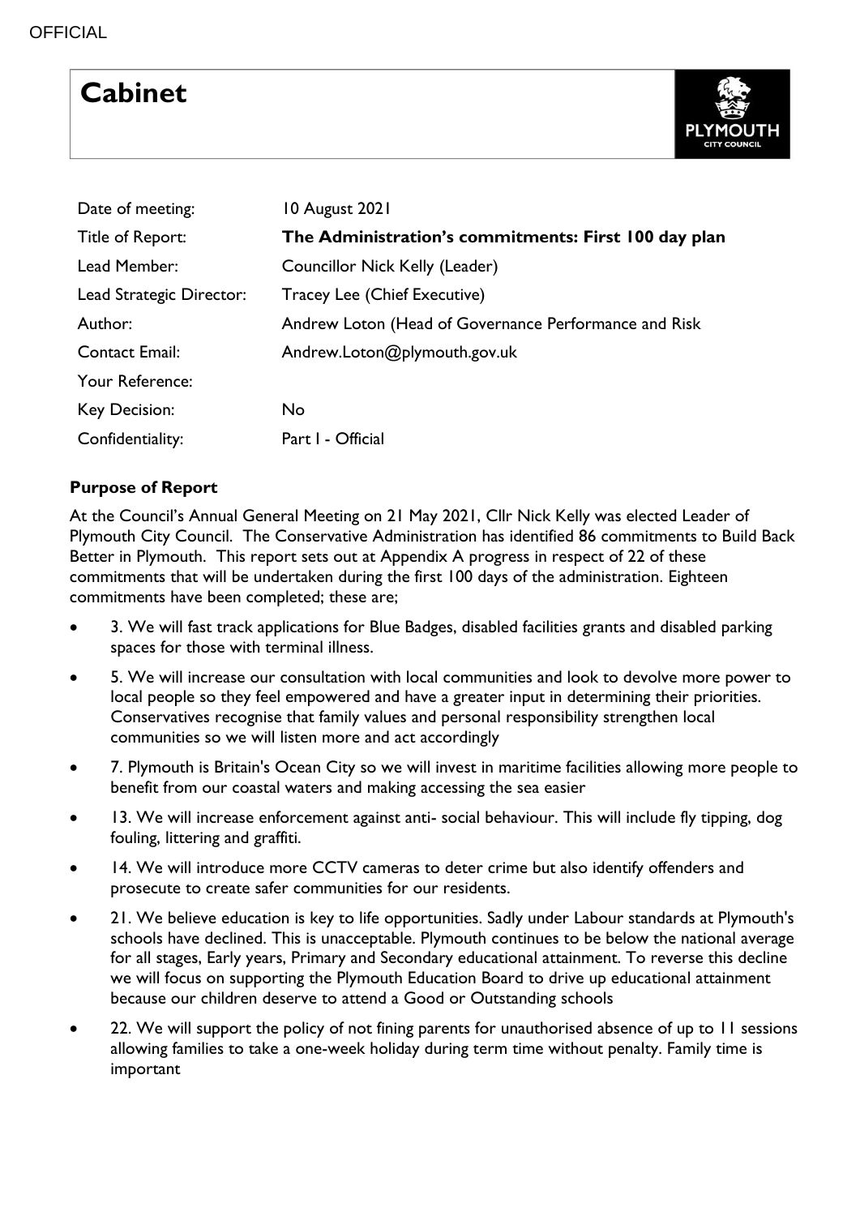OFFICIAL

# Cabinet

| | |
|---|---|
| Date of meeting: | 10 August 2021 |
| Title of Report: | **The Administration's commitments: First 100 day plan** |
| Lead Member: | Councillor Nick Kelly (Leader) |
| Lead Strategic Director: | Tracey Lee (Chief Executive) |
| Author: | Andrew Loton (Head of Governance Performance and Risk |
| Contact Email: | Andrew.Loton@plymouth.gov.uk |
| Your Reference: | |
| Key Decision: | No |
| Confidentiality: | Part I - Official |

### Purpose of Report

At the Council's Annual General Meeting on 21 May 2021, Cllr Nick Kelly was elected Leader of Plymouth City Council. The Conservative Administration has identified 86 commitments to Build Back Better in Plymouth. This report sets out at Appendix A progress in respect of 22 of these commitments that will be undertaken during the first 100 days of the administration. Eighteen commitments have been completed; these are;

- 3. We will fast track applications for Blue Badges, disabled facilities grants and disabled parking spaces for those with terminal illness.
- 5. We will increase our consultation with local communities and look to devolve more power to local people so they feel empowered and have a greater input in determining their priorities. Conservatives recognise that family values and personal responsibility strengthen local communities so we will listen more and act accordingly
- 7. Plymouth is Britain's Ocean City so we will invest in maritime facilities allowing more people to benefit from our coastal waters and making accessing the sea easier
- 13. We will increase enforcement against anti- social behaviour. This will include fly tipping, dog fouling, littering and graffiti.
- 14. We will introduce more CCTV cameras to deter crime but also identify offenders and prosecute to create safer communities for our residents.
- 21. We believe education is key to life opportunities. Sadly under Labour standards at Plymouth's schools have declined. This is unacceptable. Plymouth continues to be below the national average for all stages, Early years, Primary and Secondary educational attainment. To reverse this decline we will focus on supporting the Plymouth Education Board to drive up educational attainment because our children deserve to attend a Good or Outstanding schools
- 22. We will support the policy of not fining parents for unauthorised absence of up to 11 sessions allowing families to take a one-week holiday during term time without penalty. Family time is important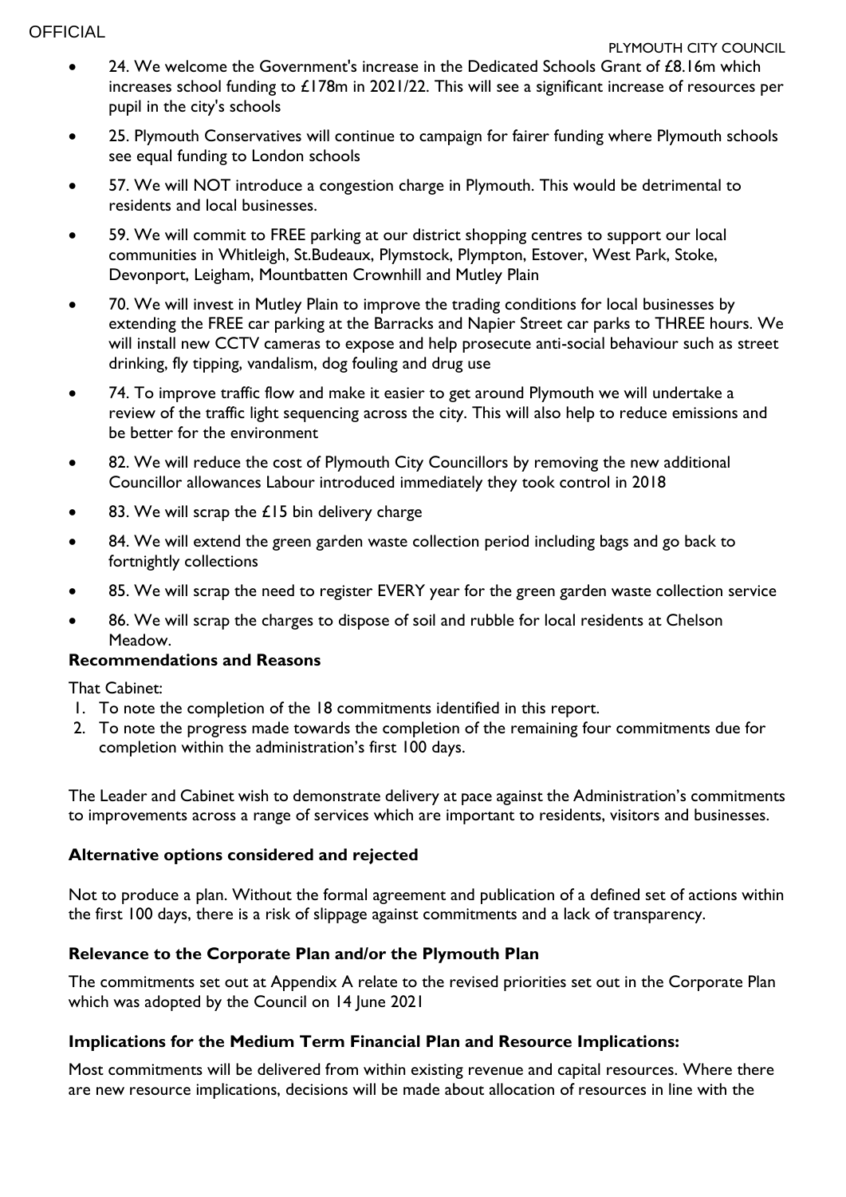- 24. We welcome the Government's increase in the Dedicated Schools Grant of £8.16m which increases school funding to £178m in 2021/22. This will see a significant increase of resources per pupil in the city's schools
- 25. Plymouth Conservatives will continue to campaign for fairer funding where Plymouth schools see equal funding to London schools
- 57. We will NOT introduce a congestion charge in Plymouth. This would be detrimental to residents and local businesses.
- 59. We will commit to FREE parking at our district shopping centres to support our local communities in Whitleigh, St.Budeaux, Plymstock, Plympton, Estover, West Park, Stoke, Devonport, Leigham, Mountbatten Crownhill and Mutley Plain
- 70. We will invest in Mutley Plain to improve the trading conditions for local businesses by extending the FREE car parking at the Barracks and Napier Street car parks to THREE hours. We will install new CCTV cameras to expose and help prosecute anti-social behaviour such as street drinking, fly tipping, vandalism, dog fouling and drug use
- 74. To improve traffic flow and make it easier to get around Plymouth we will undertake a review of the traffic light sequencing across the city. This will also help to reduce emissions and be better for the environment
- 82. We will reduce the cost of Plymouth City Councillors by removing the new additional Councillor allowances Labour introduced immediately they took control in 2018
- 83. We will scrap the £15 bin delivery charge
- 84. We will extend the green garden waste collection period including bags and go back to fortnightly collections
- 85. We will scrap the need to register EVERY year for the green garden waste collection service
- 86. We will scrap the charges to dispose of soil and rubble for local residents at Chelson Meadow.

**Recommendations and Reasons**

That Cabinet:

1. To note the completion of the 18 commitments identified in this report.
2. To note the progress made towards the completion of the remaining four commitments due for completion within the administration's first 100 days.

The Leader and Cabinet wish to demonstrate delivery at pace against the Administration's commitments to improvements across a range of services which are important to residents, visitors and businesses.

**Alternative options considered and rejected**

Not to produce a plan. Without the formal agreement and publication of a defined set of actions within the first 100 days, there is a risk of slippage against commitments and a lack of transparency.

**Relevance to the Corporate Plan and/or the Plymouth Plan**

The commitments set out at Appendix A relate to the revised priorities set out in the Corporate Plan which was adopted by the Council on 14 June 2021

**Implications for the Medium Term Financial Plan and Resource Implications:**

Most commitments will be delivered from within existing revenue and capital resources. Where there are new resource implications, decisions will be made about allocation of resources in line with the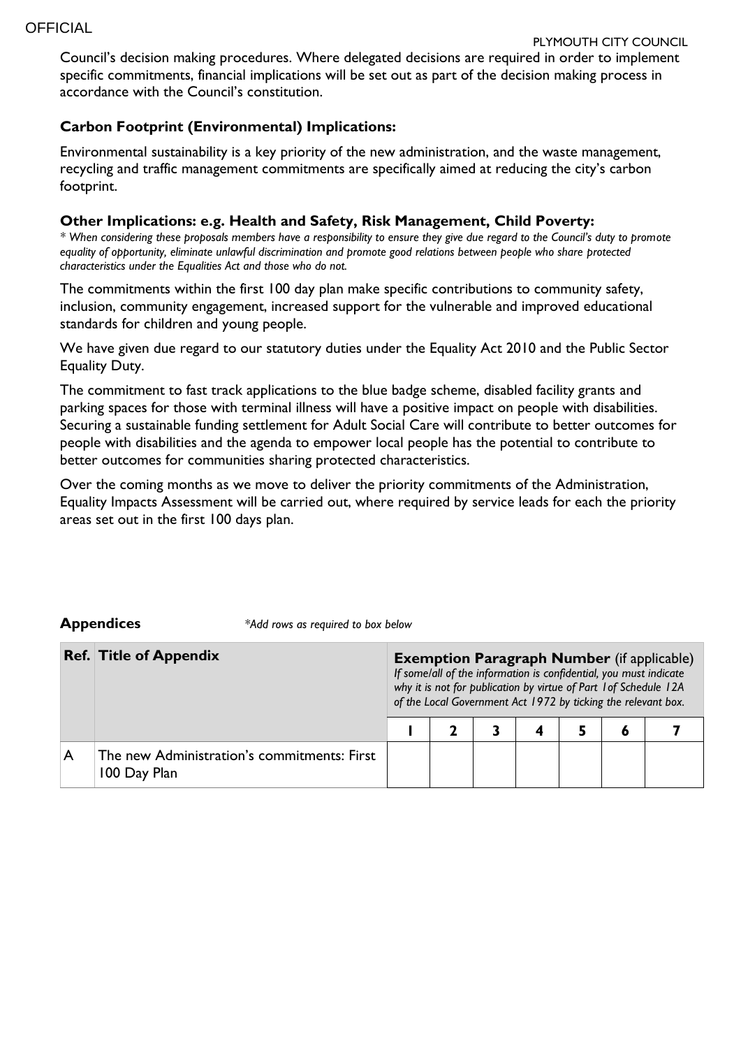Council's decision making procedures. Where delegated decisions are required in order to implement specific commitments, financial implications will be set out as part of the decision making process in accordance with the Council's constitution.

**Carbon Footprint (Environmental) Implications:**

Environmental sustainability is a key priority of the new administration, and the waste management, recycling and traffic management commitments are specifically aimed at reducing the city's carbon footprint.

**Other Implications: e.g. Health and Safety, Risk Management, Child Poverty:**

*\* When considering these proposals members have a responsibility to ensure they give due regard to the Council's duty to promote equality of opportunity, eliminate unlawful discrimination and promote good relations between people who share protected characteristics under the Equalities Act and those who do not.*

The commitments within the first 100 day plan make specific contributions to community safety, inclusion, community engagement, increased support for the vulnerable and improved educational standards for children and young people.

We have given due regard to our statutory duties under the Equality Act 2010 and the Public Sector Equality Duty.

The commitment to fast track applications to the blue badge scheme, disabled facility grants and parking spaces for those with terminal illness will have a positive impact on people with disabilities. Securing a sustainable funding settlement for Adult Social Care will contribute to better outcomes for people with disabilities and the agenda to empower local people has the potential to contribute to better outcomes for communities sharing protected characteristics.

Over the coming months as we move to deliver the priority commitments of the Administration, Equality Impacts Assessment will be carried out, where required by service leads for each the priority areas set out in the first 100 days plan.

**Appendices** *\*Add rows as required to box below*

| Ref. | Title of Appendix | **Exemption Paragraph Number** (if applicable) *If some/all of the information is confidential, you must indicate why it is not for publication by virtue of Part 1of Schedule 12A of the Local Government Act 1972 by ticking the relevant box.* | | | | | | |
|---|---|---|---|---|---|---|---|---|
| | | 1 | 2 | 3 | 4 | 5 | 6 | 7 |
| A | The new Administration's commitments: First 100 Day Plan | | | | | | | |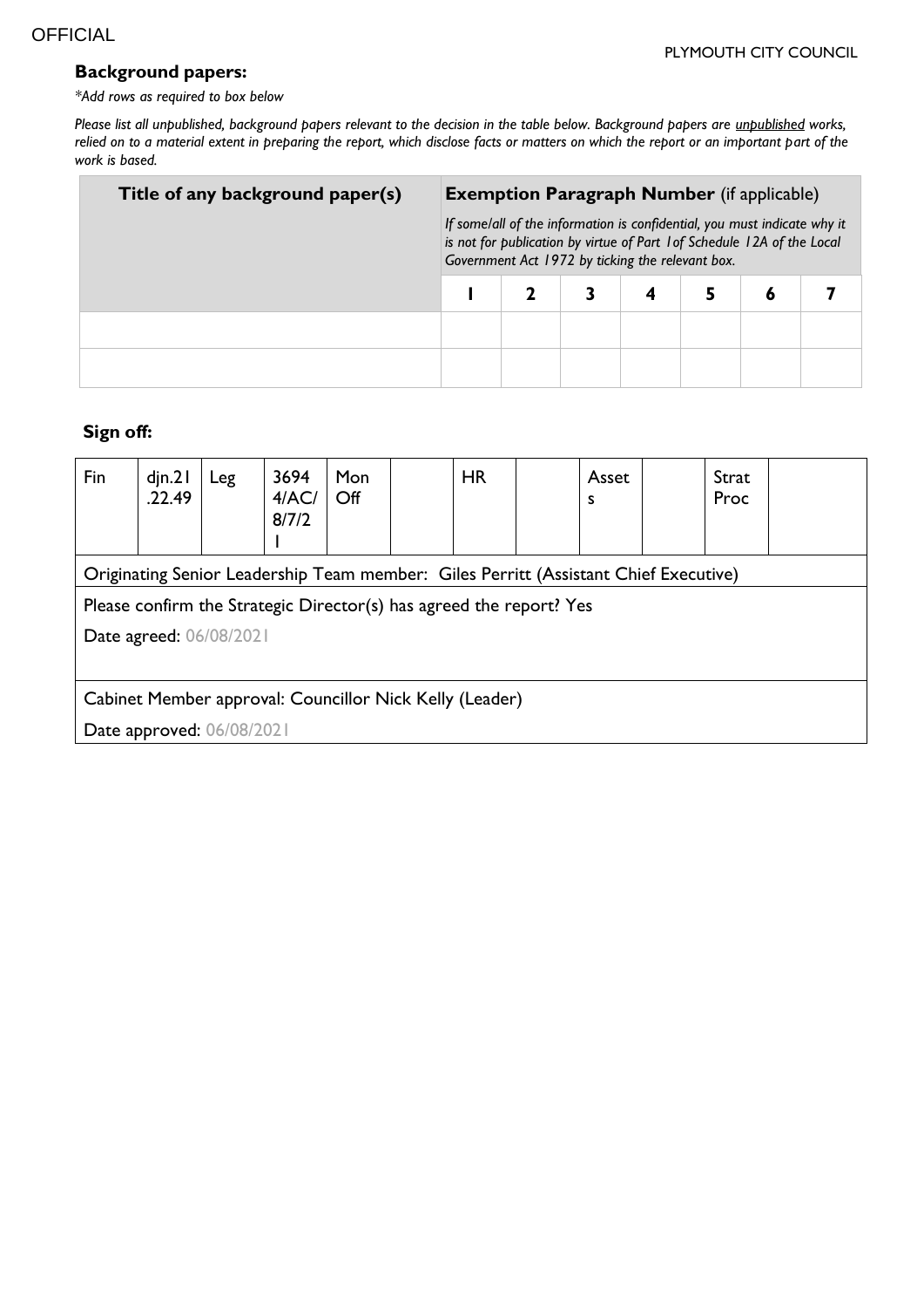OFFICIAL

**Background papers:**

*\*Add rows as required to box below*

*Please list all unpublished, background papers relevant to the decision in the table below. Background papers are unpublished works, relied on to a material extent in preparing the report, which disclose facts or matters on which the report or an important part of the work is based.*

| Title of any background paper(s) | Exemption Paragraph Number (if applicable) *If some/all of the information is confidential, you must indicate why it is not for publication by virtue of Part 1of Schedule 12A of the Local Government Act 1972 by ticking the relevant box.* | | | | | | |
|---|---|---|---|---|---|---|---|
| | 1 | 2 | 3 | 4 | 5 | 6 | 7 |
| | | | | | | | |
| | | | | | | | |

**Sign off:**

| | | | | | | | | | | | |
|---|---|---|---|---|---|---|---|---|---|---|---|
| Fin | djn.21.22.49 | Leg | 36944/AC/8/7/21 | Mon Off | | HR | | Assets | | Strat Proc | |
| Originating Senior Leadership Team member: Giles Perritt (Assistant Chief Executive) | | | | | | | | | | | |
| Please confirm the Strategic Director(s) has agreed the report? Yes<br>Date agreed: 06/08/2021 | | | | | | | | | | | |
| Cabinet Member approval: Councillor Nick Kelly (Leader)<br>Date approved: 06/08/2021 | | | | | | | | | | | |